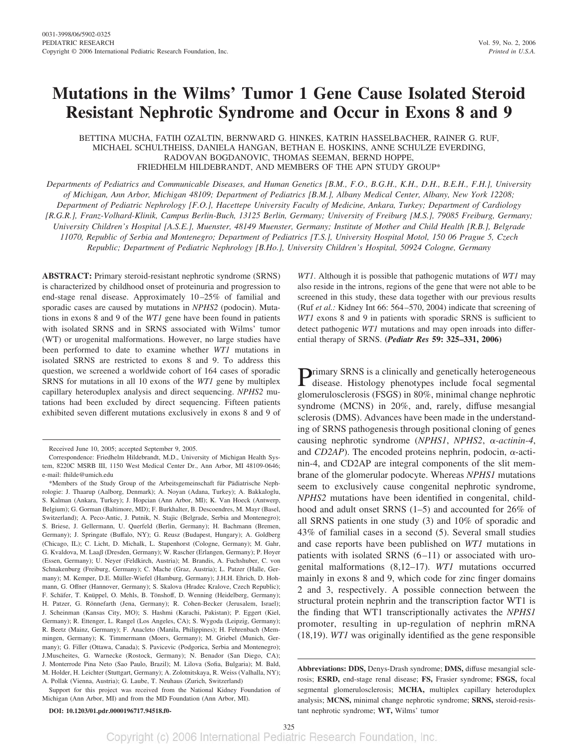# Mutations in the Wilms' Tumor 1 Gene Cause Isolated Steroid Resistant Nephrotic Syndrome and Occur in Exons 8 and 9

BETTINA MUCHA, FATIH OZALTIN, BERNWARD G. HINKES, KATRIN HASSELBACHER, RAINER G. RUF, MICHAEL SCHULTHEISS, DANIELA HANGAN, BETHAN E. HOSKINS, ANNE SCHULZE EVERDING, RADOVAN BOGDANOVIC, THOMAS SEEMAN, BERND HOPPE, FRIEDHELM HILDEBRANDT, AND MEMBERS OF THE APN STUDY GROUP*

*Departments of Pediatrics and Communicable Diseases, and Human Genetics [B.M., F.O., B.G.H., K.H., D.H., B.E.H., F.H.], University of Michigan, Ann Arbor, Michigan 48109; Department of Pediatrics [B.M.], Albany Medical Center, Albany, New York 12208; Department of Pediatric Nephrology [F.O.], Hacettepe University Faculty of Medicine, Ankara, Turkey; Department of Cardiology [R.G.R.], Franz-Volhard-Klinik, Campus Berlin-Buch, 13125 Berlin, Germany; University of Freiburg [M.S.], 79085 Freiburg, Germany; University Children's Hospital [A.S.E.], Muenster, 48149 Muenster, Germany; Institute of Mother and Child Health [R.B.], Belgrade 11070, Republic of Serbia and Montenegro; Department of Pediatrics [T.S.], University Hospital Motol, 150 06 Prague 5, Czech Republic; Department of Pediatric Nephrology [B.Ho.], University Children's Hospital, 50924 Cologne, Germany*

**ABSTRACT:** Primary steroid-resistant nephrotic syndrome (SRNS) is characterized by childhood onset of proteinuria and progression to end-stage renal disease. Approximately 10–25% of familial and sporadic cases are caused by mutations in *NPHS2* (podocin). Mutations in exons 8 and 9 of the *WT1* gene have been found in patients with isolated SRNS and in SRNS associated with Wilms' tumor (WT) or urogenital malformations. However, no large studies have been performed to date to examine whether *WT1* mutations in isolated SRNS are restricted to exons 8 and 9. To address this question, we screened a worldwide cohort of 164 cases of sporadic SRNS for mutations in all 10 exons of the *WT1* gene by multiplex capillary heteroduplex analysis and direct sequencing. *NPHS2* mutations had been excluded by direct sequencing. Fifteen patients exhibited seven different mutations exclusively in exons 8 and 9 of *WT1*. Although it is possible that pathogenic mutations of *WT1* may also reside in the introns, regions of the gene that were not able to be screened in this study, these data together with our previous results (Ruf *et al.:* Kidney Int 66: 564–570, 2004) indicate that screening of *WT1* exons 8 and 9 in patients with sporadic SRNS is sufficient to detect pathogenic *WT1* mutations and may open inroads into differential therapy of SRNS. **(*Pediatr Res* 59: 325–331, 2006)**

Primary SRNS is a clinically and genetically heterogeneous disease. Histology phenotypes include focal segmental glomerulosclerosis (FSGS) in 80%, minimal change nephrotic syndrome (MCNS) in 20%, and, rarely, diffuse mesangial sclerosis (DMS). Advances have been made in the understanding of SRNS pathogenesis through positional cloning of genes causing nephrotic syndrome (*NPHS1*, *NPHS2*, α-*actinin-4*, and *CD2AP*). The encoded proteins nephrin, podocin, α-actinin-4, and CD2AP are integral components of the slit membrane of the glomerular podocyte. Whereas *NPHS1* mutations seem to exclusively cause congenital nephrotic syndrome, *NPHS2* mutations have been identified in congenital, childhood and adult onset SRNS (1–5) and accounted for 26% of all SRNS patients in one study (3) and 10% of sporadic and 43% of familial cases in a second (5). Several small studies and case reports have been published on *WT1* mutations in patients with isolated SRNS (6–11) or associated with urogenital malformations (8,12–17). *WT1* mutations occurred mainly in exons 8 and 9, which code for zinc finger domains 2 and 3, respectively. A possible connection between the structural protein nephrin and the transcription factor WT1 is the finding that WT1 transcriptionally activates the *NPHS1* promoter, resulting in up-regulation of nephrin mRNA (18,19). *WT1* was originally identified as the gene responsible

---

Received June 10, 2005; accepted September 9, 2005.

Correspondence: Friedhelm Hildebrandt, M.D., University of Michigan Health System, 8220C MSRB III, 1150 West Medical Center Dr., Ann Arbor, MI 48109-0646; e-mail: fhilde@umich.edu

*Members of the Study Group of the Arbeitsgemeinschaft für Pädiatrische Nephrologie: J. Thaarup (Aalborg, Denmark); A. Noyan (Adana, Turkey); A. Bakkaloglu, S. Kalman (Ankara, Turkey); J. Hopcian (Ann Arbor, MI); K. Van Hoeck (Antwerp, Belgium); G. Gorman (Baltimore, MD); F. Burkhalter, B. Descoendres, M. Mayr (Basel, Switzerland); A. Peco-Antic, J. Putnik, N. Stajic (Belgrade, Serbia and Montenegro); S. Briese, J. Gellermann, U. Querfeld (Berlin, Germany); H. Bachmann (Bremen, Germany); J. Springate (Buffalo, NY); G. Reusz (Budapest, Hungary); A. Goldberg (Chicago, IL); C. Licht, D. Michalk, L. Stapenhorst (Cologne, Germany); M. Gahr, G. Kvaldova, M. Laaβ (Dresden, Germany); W. Rascher (Erlangen, Germany); P. Hoyer (Essen, Germany); U. Neyer (Feldkirch, Austria); M. Brandis, A. Fuchshuber, C. von Schnakenburg (Freiburg, Germany); C. Mache (Graz, Austria); L. Patzer (Halle, Germany); M. Kemper, D.E. Müller-Wiefel (Hamburg, Germany); J.H.H. Ehrich, D. Hohmann, G. Offner (Hannover, Germany); S. Skalova (Hradec Kralove, Czech Republic); F. Schäfer, T. Knüppel, O. Mehls, B. Tönshoff, D. Wenning (Heidelberg, Germany); H. Patzer, G. Rönnefarth (Jena, Germany); R. Cohen-Becker (Jerusalem, Israel); J. Scheinman (Kansas City, MO); S. Hashmi (Karachi, Pakistan); P. Eggert (Kiel, Germany); R. Ettenger, L. Rangel (Los Angeles, CA); S. Wygoda (Leipzig, Germany); R. Beetz (Mainz, Germany); F. Anacleto (Manila, Philippines); H. Fehrenbach (Memmingen, Germany); K. Timmermann (Moers, Germany); M. Griebel (Munich, Germany); G. Filler (Ottawa, Canada); S. Pavicevic (Podgorica, Serbia and Montenegro); J.Muscheites, G. Warnecke (Rostock, Germany); N. Benador (San Diego, CA); J. Monterrode Pina Neto (Sao Paulo, Brazil); M. Lilova (Sofia, Bulgaria); M. Bald, M. Holder, H. Leichter (Stuttgart, Germany); A. Zolotnitskaya, R. Weiss (Valhalla, NY); A. Pollak (Vienna, Austria); G. Laube, T. Neuhaus (Zurich, Switzerland)

Support for this project was received from the National Kidney Foundation of Michigan (Ann Arbor, MI) and from the MD Foundation (Ann Arbor, MI).

**DOI: 10.1203/01.pdr.0000196717.94518.f0-**

**Abbreviations: DDS,** Denys-Drash syndrome; **DMS,** diffuse mesangial sclerosis; **ESRD,** end-stage renal disease; **FS,** Frasier syndrome; **FSGS,** focal segmental glomerulosclerosis; **MCHA,** multiplex capillary heteroduplex analysis; **MCNS,** minimal change nephrotic syndrome; **SRNS,** steroid-resistant nephrotic syndrome; **WT,** Wilms' tumor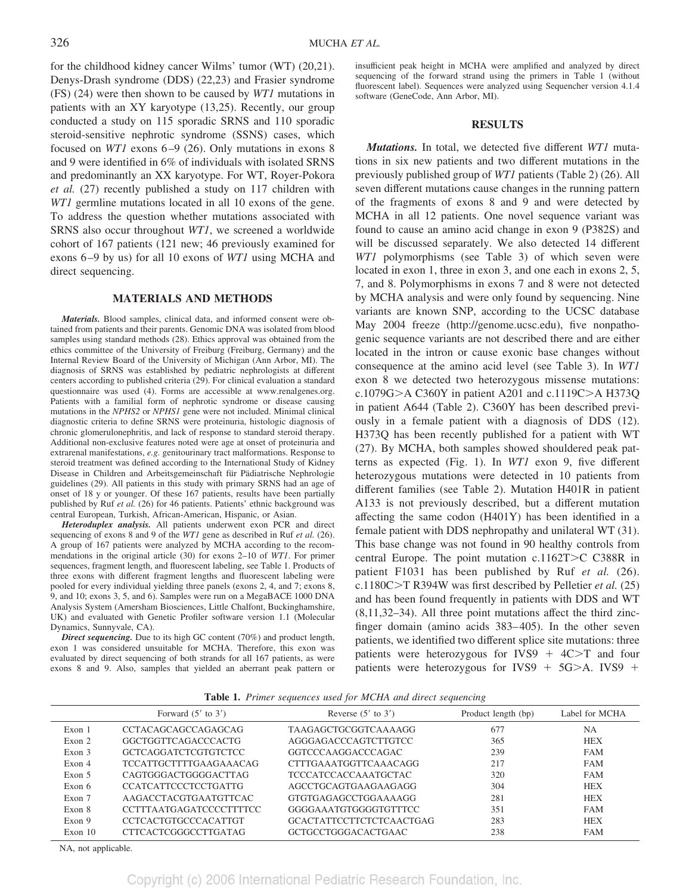for the childhood kidney cancer Wilms' tumor (WT) (20,21). Denys-Drash syndrome (DDS) (22,23) and Frasier syndrome (FS) (24) were then shown to be caused by *WT1* mutations in patients with an XY karyotype (13,25). Recently, our group conducted a study on 115 sporadic SRNS and 110 sporadic steroid-sensitive nephrotic syndrome (SSNS) cases, which focused on *WT1* exons 6–9 (26). Only mutations in exons 8 and 9 were identified in 6% of individuals with isolated SRNS and predominantly an XX karyotype. For WT, Royer-Pokora *et al.* (27) recently published a study on 117 children with *WT1* germline mutations located in all 10 exons of the gene. To address the question whether mutations associated with SRNS also occur throughout *WT1*, we screened a worldwide cohort of 167 patients (121 new; 46 previously examined for exons 6–9 by us) for all 10 exons of *WT1* using MCHA and direct sequencing.

## MATERIALS AND METHODS

***Materials.*** Blood samples, clinical data, and informed consent were obtained from patients and their parents. Genomic DNA was isolated from blood samples using standard methods (28). Ethics approval was obtained from the ethics committee of the University of Freiburg (Freiburg, Germany) and the Internal Review Board of the University of Michigan (Ann Arbor, MI). The diagnosis of SRNS was established by pediatric nephrologists at different centers according to published criteria (29). For clinical evaluation a standard questionnaire was used (4). Forms are accessible at www.renalgenes.org. Patients with a familial form of nephrotic syndrome or disease causing mutations in the *NPHS2* or *NPHS1* gene were not included. Minimal clinical diagnostic criteria to define SRNS were proteinuria, histologic diagnosis of chronic glomerulonephritis, and lack of response to standard steroid therapy. Additional non-exclusive features noted were age at onset of proteinuria and extrarenal manifestations, *e.g.* genitourinary tract malformations. Response to steroid treatment was defined according to the International Study of Kidney Disease in Children and Arbeitsgemeinschaft für Pädiatrische Nephrologie guidelines (29). All patients in this study with primary SRNS had an age of onset of 18 y or younger. Of these 167 patients, results have been partially published by Ruf *et al.* (26) for 46 patients. Patients' ethnic background was central European, Turkish, African-American, Hispanic, or Asian.

***Heteroduplex analysis.*** All patients underwent exon PCR and direct sequencing of exons 8 and 9 of the *WT1* gene as described in Ruf *et al.* (26). A group of 167 patients were analyzed by MCHA according to the recommendations in the original article (30) for exons 2–10 of *WT1*. For primer sequences, fragment length, and fluorescent labeling, see Table 1. Products of three exons with different fragment lengths and fluorescent labeling were pooled for every individual yielding three panels (exons 2, 4, and 7; exons 8, 9, and 10; exons 3, 5, and 6). Samples were run on a MegaBACE 1000 DNA Analysis System (Amersham Biosciences, Little Chalfont, Buckinghamshire, UK) and evaluated with Genetic Profiler software version 1.1 (Molecular Dynamics, Sunnyvale, CA).

***Direct sequencing.*** Due to its high GC content (70%) and product length, exon 1 was considered unsuitable for MCHA. Therefore, this exon was evaluated by direct sequencing of both strands for all 167 patients, as were exons 8 and 9. Also, samples that yielded an aberrant peak pattern or insufficient peak height in MCHA were amplified and analyzed by direct sequencing of the forward strand using the primers in Table 1 (without fluorescent label). Sequences were analyzed using Sequencher version 4.1.4 software (GeneCode, Ann Arbor, MI).

## RESULTS

***Mutations.*** In total, we detected five different *WT1* mutations in six new patients and two different mutations in the previously published group of *WT1* patients (Table 2) (26). All seven different mutations cause changes in the running pattern of the fragments of exons 8 and 9 and were detected by MCHA in all 12 patients. One novel sequence variant was found to cause an amino acid change in exon 9 (P382S) and will be discussed separately. We also detected 14 different *WT1* polymorphisms (see Table 3) of which seven were located in exon 1, three in exon 3, and one each in exons 2, 5, 7, and 8. Polymorphisms in exons 7 and 8 were not detected by MCHA analysis and were only found by sequencing. Nine variants are known SNP, according to the UCSC database May 2004 freeze (http://genome.ucsc.edu), five nonpathogenic sequence variants are not described there and are either located in the intron or cause exonic base changes without consequence at the amino acid level (see Table 3). In *WT1* exon 8 we detected two heterozygous missense mutations: c.1079G>A C360Y in patient A201 and c.1119C>A H373Q in patient A644 (Table 2). C360Y has been described previously in a female patient with a diagnosis of DDS (12). H373Q has been recently published for a patient with WT (27). By MCHA, both samples showed shouldered peak patterns as expected (Fig. 1). In *WT1* exon 9, five different heterozygous mutations were detected in 10 patients from different families (see Table 2). Mutation H401R in patient A133 is not previously described, but a different mutation affecting the same codon (H401Y) has been identified in a female patient with DDS nephropathy and unilateral WT (31). This base change was not found in 90 healthy controls from central Europe. The point mutation c.1162T>C C388R in patient F1031 has been published by Ruf *et al.* (26). c.1180C>T R394W was first described by Pelletier *et al.* (25) and has been found frequently in patients with DDS and WT (8,11,32–34). All three point mutations affect the third zinc-finger domain (amino acids 383–405). In the other seven patients, we identified two different splice site mutations: three patients were heterozygous for IVS9 + 4C>T and four patients were heterozygous for IVS9 + 5G>A. IVS9 +

**Table 1.** *Primer sequences used for MCHA and direct sequencing*

| | Forward (5′ to 3′) | Reverse (5′ to 3′) | Product length (bp) | Label for MCHA |
|---|---|---|---|---|
| Exon 1 | CCTACAGCAGCCAGAGCAG | TAAGAGCTGCGGTCAAAAGG | 677 | NA |
| Exon 2 | GGCTGGTTCAGACCCACTG | AGGGAGACCCAGTCTTGTCC | 365 | HEX |
| Exon 3 | GCTCAGGATCTCGTGTCTCC | GGTCCCAAGGACCCAGAC | 239 | FAM |
| Exon 4 | TCCATTGCTTTTGAAGAAACAG | CTTTGAAATGGTTCAAACAGG | 217 | FAM |
| Exon 5 | CAGTGGGACTGGGGACTTAG | TCCCATCCACCAAATGCTAC | 320 | FAM |
| Exon 6 | CCATCATTCCCTCCTGATTG | AGCCTGCAGTGAAGAAGAGG | 304 | HEX |
| Exon 7 | AAGACCTACGTGAATGTTCAC | GTGTGAGAGCCTGGAAAAGG | 281 | HEX |
| Exon 8 | CCTTTAATGAGATCCCCTTTTCC | GGGGAAATGTGGGGTGTTTCC | 351 | FAM |
| Exon 9 | CCTCACTGTGCCCACATTGT | GCACTATTCCTTCTCTCAACTGAG | 283 | HEX |
| Exon 10 | CTTCACTCGGGCCTTGATAG | GCTGCCTGGGACACTGAAC | 238 | FAM |

NA, not applicable.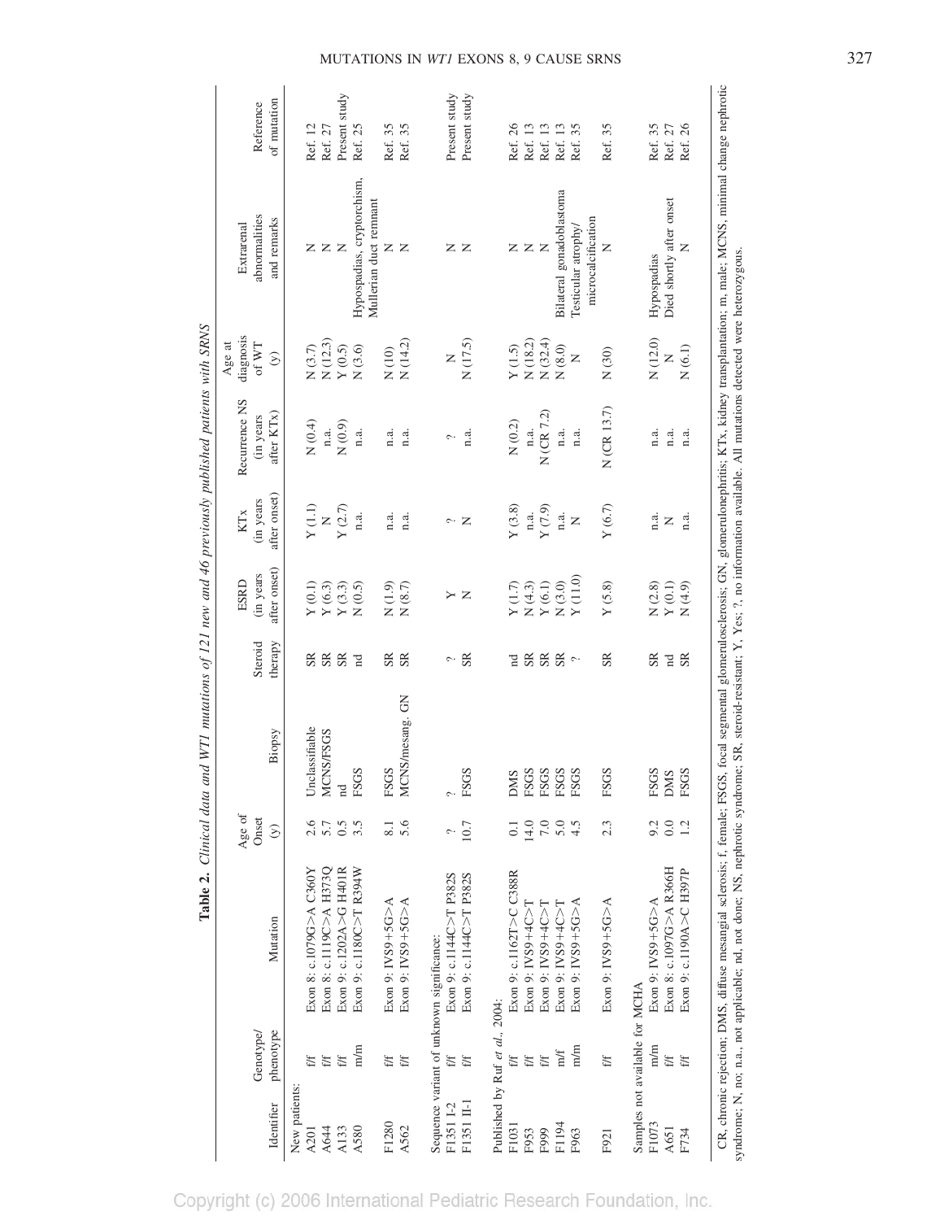**Table 2.** *Clinical data and WT1 mutations of 121 new and 46 previously published patients with SRNS*

| Identifier | Genotype/ phenotype | Mutation | Age of Onset (y) | Biopsy | Steroid therapy | ESRD (in years after onset) | KTx (in years after onset) | Recurrence NS (in years after KTx) | Age at diagnosis of WT (y) | Extrarenal abnormalities and remarks | Reference of mutation |
|---|---|---|---|---|---|---|---|---|---|---|---|
| New patients: | | | | | | | | | | | |
| A201 | f/f | Exon 8: c.1079G>A C360Y | 2.6 | Unclassifiable | SR | Y (0.1) | Y (1.1) | N (0.4) | N (3.7) | N | Ref. 12 |
| A644 | f/f | Exon 8: c.1119C>A H373Q | 5.7 | MCNS/FSGS | SR | Y (6.3) | N | n.a. | N (12.3) | N | Ref. 27 |
| A133 | f/f | Exon 9: c.1202A>G H401R | 0.5 | nd | SR | Y (3.3) | Y (2.7) | N (0.9) | Y (0.5) | N | Present study |
| A580 | m/m | Exon 9: c.1180C>T R394W | 3.5 | FSGS | nd | N (0.5) | n.a. | n.a. | N (3.6) | Hypospadias, cryptorchism, Mullerian duct remnant | Ref. 25 |
| F1280 | f/f | Exon 9: IVS9+5G>A | 8.1 | FSGS | SR | N (1.9) | n.a. | n.a. | N (10) | N | Ref. 35 |
| A562 | f/f | Exon 9: IVS9+5G>A | 5.6 | MCNS/mesang. GN | SR | N (8.7) | n.a. | n.a. | N (14.2) | N | Ref. 35 |
| Sequence variant of unknown significance: | | | | | | | | | | | |
| F1351 I-2 | f/f | Exon 9: c.1144C>T P382S | ? | ? | ? | Y | ? | ? | N | N | Present study |
| F1351 II-1 | f/f | Exon 9: c.1144C>T P382S | 10.7 | FSGS | SR | N | N | n.a. | N (17.5) | N | Present study |
| Published by Ruf *et al.*, 2004: | | | | | | | | | | | |
| F1031 | f/f | Exon 9: c.1162T>C C388R | 0.1 | DMS | nd | Y (1.7) | Y (3.8) | N (0.2) | Y (1.5) | N | Ref. 26 |
| F953 | f/f | Exon 9: IVS9+4C>T | 14.0 | FSGS | SR | N (4.3) | n.a. | n.a. | N (18.2) | N | Ref. 13 |
| F999 | f/f | Exon 9: IVS9+4C>T | 7.0 | FSGS | SR | Y (6.1) | Y (7.9) | N (CR 7.2) | N (32.4) | N | Ref. 13 |
| F1194 | m/f | Exon 9: IVS9+4C>T | 5.0 | FSGS | SR | N (3.0) | n.a. | n.a. | N (8.0) | Bilateral gonadoblastoma | Ref. 13 |
| F963 | m/m | Exon 9: IVS9+5G>A | 4.5 | FSGS | ? | Y (11.0) | N | n.a. | N | Testicular atrophy/ microcalcification | Ref. 35 |
| F921 | f/f | Exon 9: IVS9+5G>A | 2.3 | FSGS | SR | Y (5.8) | Y (6.7) | N (CR 13.7) | N (30) | N | Ref. 35 |
| Samples not available for MCHA | | | | | | | | | | | |
| F1073 | m/m | Exon 9: IVS9+5G>A | 9.2 | FSGS | SR | N (2.8) | n.a. | n.a. | N (12.0) | Hypospadias | Ref. 35 |
| A651 | f/f | Exon 8: c.1097G>A R366H | 0.0 | DMS | nd | Y (0.1) | N | n.a. | N | Died shortly after onset | Ref. 27 |
| F734 | f/f | Exon 9: c.1190A>C H397P | 1.2 | FSGS | SR | N (4.9) | n.a. | n.a. | N (6.1) | N | Ref. 26 |

CR, chronic rejection; DMS, diffuse mesangial sclerosis; f, female; FSGS, focal segmental glomerulosclerosis; GN, glomerulonephritis; KTx, kidney transplantation; m, male; MCNS, minimal change nephrotic syndrome; N, no; n.a., not applicable; nd, not done; NS, nephrotic syndrome; SR, steroid-resistant; Y, Yes; ?, no information available. All mutations detected were heterozygous.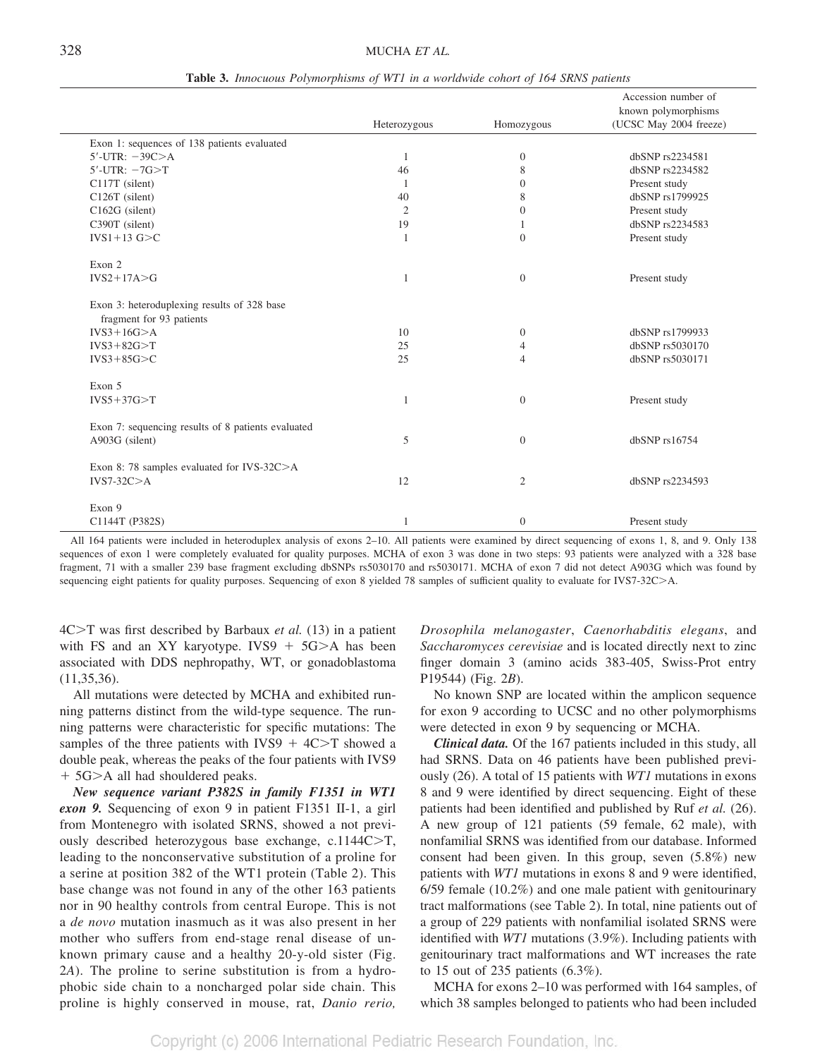**Table 3.** *Innocuous Polymorphisms of WT1 in a worldwide cohort of 164 SRNS patients*

| | Heterozygous | Homozygous | Accession number of known polymorphisms (UCSC May 2004 freeze) |
|---|---|---|---|
| Exon 1: sequences of 138 patients evaluated | | | |
| 5′-UTR: −39C>A | 1 | 0 | dbSNP rs2234581 |
| 5′-UTR: −7G>T | 46 | 8 | dbSNP rs2234582 |
| C117T (silent) | 1 | 0 | Present study |
| C126T (silent) | 40 | 8 | dbSNP rs1799925 |
| C162G (silent) | 2 | 0 | Present study |
| C390T (silent) | 19 | 1 | dbSNP rs2234583 |
| IVS1+13 G>C | 1 | 0 | Present study |
| Exon 2 | | | |
| IVS2+17A>G | 1 | 0 | Present study |
| Exon 3: heteroduplexing results of 328 base fragment for 93 patients | | | |
| IVS3+16G>A | 10 | 0 | dbSNP rs1799933 |
| IVS3+82G>T | 25 | 4 | dbSNP rs5030170 |
| IVS3+85G>C | 25 | 4 | dbSNP rs5030171 |
| Exon 5 | | | |
| IVS5+37G>T | 1 | 0 | Present study |
| Exon 7: sequencing results of 8 patients evaluated | | | |
| A903G (silent) | 5 | 0 | dbSNP rs16754 |
| Exon 8: 78 samples evaluated for IVS-32C>A | | | |
| IVS7-32C>A | 12 | 2 | dbSNP rs2234593 |
| Exon 9 | | | |
| C1144T (P382S) | 1 | 0 | Present study |

All 164 patients were included in heteroduplex analysis of exons 2–10. All patients were examined by direct sequencing of exons 1, 8, and 9. Only 138 sequences of exon 1 were completely evaluated for quality purposes. MCHA of exon 3 was done in two steps: 93 patients were analyzed with a 328 base fragment, 71 with a smaller 239 base fragment excluding dbSNPs rs5030170 and rs5030171. MCHA of exon 7 did not detect A903G which was found by sequencing eight patients for quality purposes. Sequencing of exon 8 yielded 78 samples of sufficient quality to evaluate for IVS7-32C>A.

4C>T was first described by Barbaux *et al.* (13) in a patient with FS and an XY karyotype. IVS9 + 5G>A has been associated with DDS nephropathy, WT, or gonadoblastoma (11,35,36).

All mutations were detected by MCHA and exhibited running patterns distinct from the wild-type sequence. The running patterns were characteristic for specific mutations: The samples of the three patients with IVS9 + 4C>T showed a double peak, whereas the peaks of the four patients with IVS9 + 5G>A all had shouldered peaks.

***New sequence variant P382S in family F1351 in WT1 exon 9.*** Sequencing of exon 9 in patient F1351 II-1, a girl from Montenegro with isolated SRNS, showed a not previously described heterozygous base exchange, c.1144C>T, leading to the nonconservative substitution of a proline for a serine at position 382 of the WT1 protein (Table 2). This base change was not found in any of the other 163 patients nor in 90 healthy controls from central Europe. This is not a *de novo* mutation inasmuch as it was also present in her mother who suffers from end-stage renal disease of unknown primary cause and a healthy 20-y-old sister (Fig. 2*A*). The proline to serine substitution is from a hydrophobic side chain to a noncharged polar side chain. This proline is highly conserved in mouse, rat, *Danio rerio, Drosophila melanogaster*, *Caenorhabditis elegans*, and *Saccharomyces cerevisiae* and is located directly next to zinc finger domain 3 (amino acids 383-405, Swiss-Prot entry P19544) (Fig. 2*B*).

No known SNP are located within the amplicon sequence for exon 9 according to UCSC and no other polymorphisms were detected in exon 9 by sequencing or MCHA.

***Clinical data.*** Of the 167 patients included in this study, all had SRNS. Data on 46 patients have been published previously (26). A total of 15 patients with *WT1* mutations in exons 8 and 9 were identified by direct sequencing. Eight of these patients had been identified and published by Ruf *et al.* (26). A new group of 121 patients (59 female, 62 male), with nonfamilial SRNS was identified from our database. Informed consent had been given. In this group, seven (5.8%) new patients with *WT1* mutations in exons 8 and 9 were identified, 6/59 female (10.2%) and one male patient with genitourinary tract malformations (see Table 2). In total, nine patients out of a group of 229 patients with nonfamilial isolated SRNS were identified with *WT1* mutations (3.9%). Including patients with genitourinary tract malformations and WT increases the rate to 15 out of 235 patients (6.3%).

MCHA for exons 2–10 was performed with 164 samples, of which 38 samples belonged to patients who had been included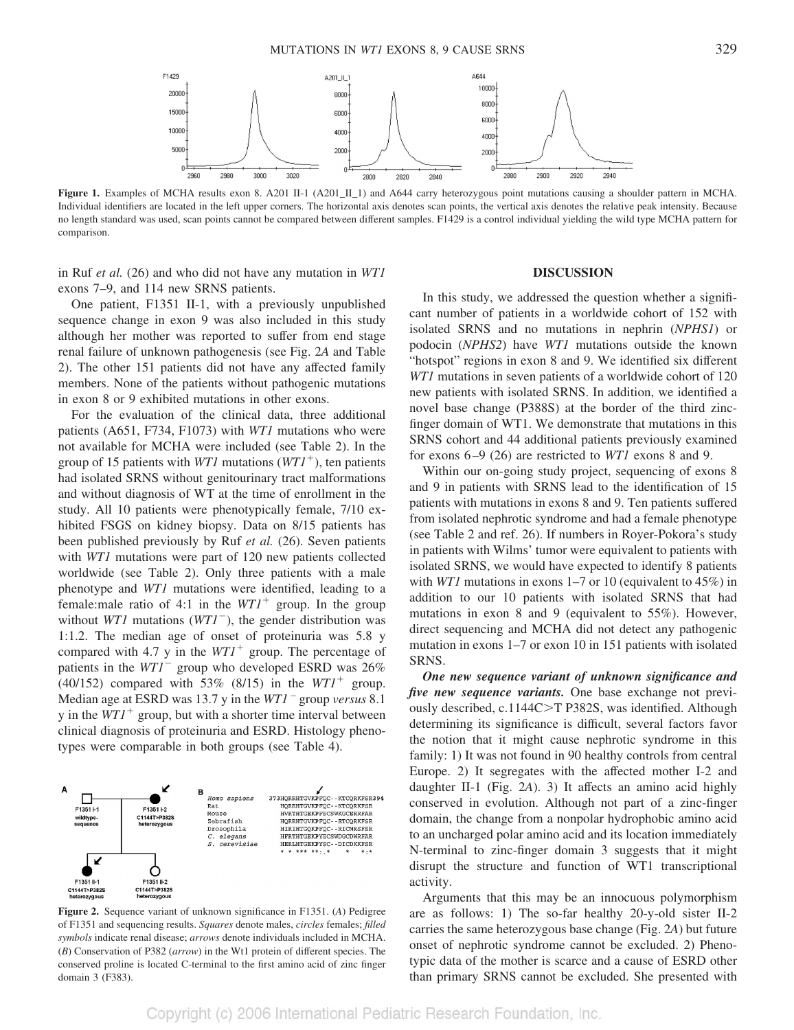Figure 1. Examples of MCHA results exon 8. A201 II-1 (A201_II_1) and A644 carry heterozygous point mutations causing a shoulder pattern in MCHA. Individual identifiers are located in the left upper corners. The horizontal axis denotes scan points, the vertical axis denotes the relative peak intensity. Because no length standard was used, scan points cannot be compared between different samples. F1429 is a control individual yielding the wild type MCHA pattern for comparison.

in Ruf *et al.* (26) and who did not have any mutation in *WT1* exons 7–9, and 114 new SRNS patients.

One patient, F1351 II-1, with a previously unpublished sequence change in exon 9 was also included in this study although her mother was reported to suffer from end stage renal failure of unknown pathogenesis (see Fig. 2*A* and Table 2). The other 151 patients did not have any affected family members. None of the patients without pathogenic mutations in exon 8 or 9 exhibited mutations in other exons.

For the evaluation of the clinical data, three additional patients (A651, F734, F1073) with *WT1* mutations who were not available for MCHA were included (see Table 2). In the group of 15 patients with *WT1* mutations ($WT1^+$), ten patients had isolated SRNS without genitourinary tract malformations and without diagnosis of WT at the time of enrollment in the study. All 10 patients were phenotypically female, 7/10 exhibited FSGS on kidney biopsy. Data on 8/15 patients has been published previously by Ruf *et al.* (26). Seven patients with *WT1* mutations were part of 120 new patients collected worldwide (see Table 2). Only three patients with a male phenotype and *WT1* mutations were identified, leading to a female:male ratio of 4:1 in the $WT1^+$ group. In the group without *WT1* mutations ($WT1^-$), the gender distribution was 1:1.2. The median age of onset of proteinuria was 5.8 y compared with 4.7 y in the $WT1^+$ group. The percentage of patients in the $WT1^-$ group who developed ESRD was 26% (40/152) compared with 53% (8/15) in the $WT1^+$ group. Median age at ESRD was 13.7 y in the $WT1^-$ group *versus* 8.1 y in the $WT1^+$ group, but with a shorter time interval between clinical diagnosis of proteinuria and ESRD. Histology phenotypes were comparable in both groups (see Table 4).

Figure 2. Sequence variant of unknown significance in F1351. (*A*) Pedigree of F1351 and sequencing results. *Squares* denote males, *circles* females; *filled symbols* indicate renal disease; *arrows* denote individuals included in MCHA. (*B*) Conservation of P382 (*arrow*) in the Wt1 protein of different species. The conserved proline is located C-terminal to the first amino acid of zinc finger domain 3 (F383).

## DISCUSSION

In this study, we addressed the question whether a significant number of patients in a worldwide cohort of 152 with isolated SRNS and no mutations in nephrin (*NPHS1*) or podocin (*NPHS2*) have *WT1* mutations outside the known "hotspot" regions in exon 8 and 9. We identified six different *WT1* mutations in seven patients of a worldwide cohort of 120 new patients with isolated SRNS. In addition, we identified a novel base change (P388S) at the border of the third zinc-finger domain of WT1. We demonstrate that mutations in this SRNS cohort and 44 additional patients previously examined for exons 6–9 (26) are restricted to *WT1* exons 8 and 9.

Within our on-going study project, sequencing of exons 8 and 9 in patients with SRNS lead to the identification of 15 patients with mutations in exons 8 and 9. Ten patients suffered from isolated nephrotic syndrome and had a female phenotype (see Table 2 and ref. 26). If numbers in Royer-Pokora's study in patients with Wilms' tumor were equivalent to patients with isolated SRNS, we would have expected to identify 8 patients with *WT1* mutations in exons 1–7 or 10 (equivalent to 45%) in addition to our 10 patients with isolated SRNS that had mutations in exon 8 and 9 (equivalent to 55%). However, direct sequencing and MCHA did not detect any pathogenic mutation in exons 1–7 or exon 10 in 151 patients with isolated SRNS.

***One new sequence variant of unknown significance and five new sequence variants.*** One base exchange not previously described, c.1144C>T P382S, was identified. Although determining its significance is difficult, several factors favor the notion that it might cause nephrotic syndrome in this family: 1) It was not found in 90 healthy controls from central Europe. 2) It segregates with the affected mother I-2 and daughter II-1 (Fig. 2*A*). 3) It affects an amino acid highly conserved in evolution. Although not part of a zinc-finger domain, the change from a nonpolar hydrophobic amino acid to an uncharged polar amino acid and its location immediately N-terminal to zinc-finger domain 3 suggests that it might disrupt the structure and function of WT1 transcriptional activity.

Arguments that this may be an innocuous polymorphism are as follows: 1) The so-far healthy 20-y-old sister II-2 carries the same heterozygous base change (Fig. 2*A*) but future onset of nephrotic syndrome cannot be excluded. 2) Phenotypic data of the mother is scarce and a cause of ESRD other than primary SRNS cannot be excluded. She presented with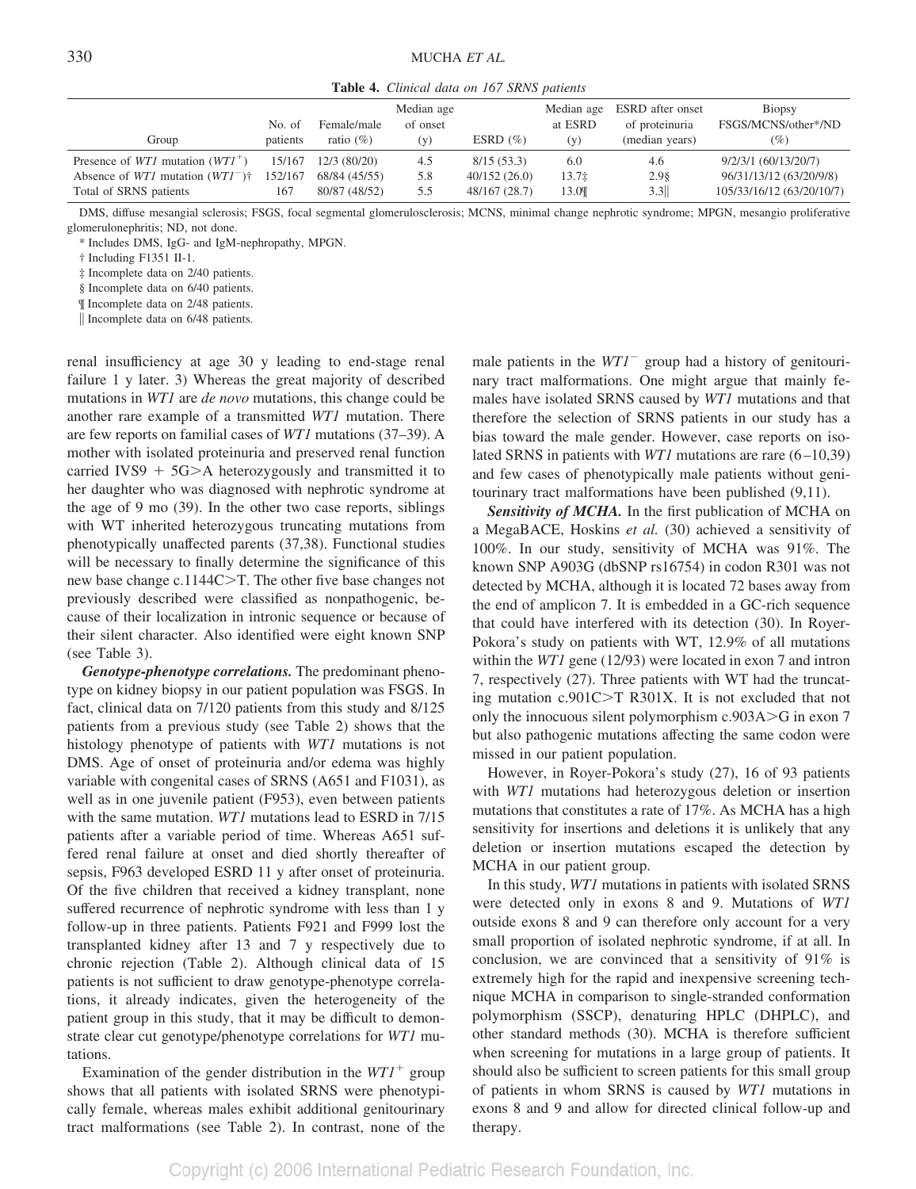**Table 4.** *Clinical data on 167 SRNS patients*

| Group | No. of patients | Female/male ratio (%) | Median age of onset (y) | ESRD (%) | Median age at ESRD (y) | ESRD after onset of proteinuria (median years) | Biopsy FSGS/MCNS/other*/ND (%) |
|---|---|---|---|---|---|---|---|
| Presence of *WT1* mutation ($WT1^+$) | 15/167 | 12/3 (80/20) | 4.5 | 8/15 (53.3) | 6.0 | 4.6 | 9/2/3/1 (60/13/20/7) |
| Absence of *WT1* mutation ($WT1^-$)† | 152/167 | 68/84 (45/55) | 5.8 | 40/152 (26.0) | 13.7‡ | 2.9§ | 96/31/13/12 (63/20/9/8) |
| Total of SRNS patients | 167 | 80/87 (48/52) | 5.5 | 48/167 (28.7) | 13.0¶ | 3.3‖ | 105/33/16/12 (63/20/10/7) |

DMS, diffuse mesangial sclerosis; FSGS, focal segmental glomerulosclerosis; MCNS, minimal change nephrotic syndrome; MPGN, mesangio proliferative glomerulonephritis; ND, not done.

\* Includes DMS, IgG- and IgM-nephropathy, MPGN.

† Including F1351 II-1.

‡ Incomplete data on 2/40 patients.

§ Incomplete data on 6/40 patients.

¶ Incomplete data on 2/48 patients.

‖ Incomplete data on 6/48 patients.

renal insufficiency at age 30 y leading to end-stage renal failure 1 y later. 3) Whereas the great majority of described mutations in *WT1* are *de novo* mutations, this change could be another rare example of a transmitted *WT1* mutation. There are few reports on familial cases of *WT1* mutations (37–39). A mother with isolated proteinuria and preserved renal function carried IVS9 + 5G>A heterozygously and transmitted it to her daughter who was diagnosed with nephrotic syndrome at the age of 9 mo (39). In the other two case reports, siblings with WT inherited heterozygous truncating mutations from phenotypically unaffected parents (37,38). Functional studies will be necessary to finally determine the significance of this new base change c.1144C>T. The other five base changes not previously described were classified as nonpathogenic, because of their localization in intronic sequence or because of their silent character. Also identified were eight known SNP (see Table 3).

***Genotype-phenotype correlations.*** The predominant phenotype on kidney biopsy in our patient population was FSGS. In fact, clinical data on 7/120 patients from this study and 8/125 patients from a previous study (see Table 2) shows that the histology phenotype of patients with *WT1* mutations is not DMS. Age of onset of proteinuria and/or edema was highly variable with congenital cases of SRNS (A651 and F1031), as well as in one juvenile patient (F953), even between patients with the same mutation. *WT1* mutations lead to ESRD in 7/15 patients after a variable period of time. Whereas A651 suffered renal failure at onset and died shortly thereafter of sepsis, F963 developed ESRD 11 y after onset of proteinuria. Of the five children that received a kidney transplant, none suffered recurrence of nephrotic syndrome with less than 1 y follow-up in three patients. Patients F921 and F999 lost the transplanted kidney after 13 and 7 y respectively due to chronic rejection (Table 2). Although clinical data of 15 patients is not sufficient to draw genotype-phenotype correlations, it already indicates, given the heterogeneity of the patient group in this study, that it may be difficult to demonstrate clear cut genotype/phenotype correlations for *WT1* mutations.

Examination of the gender distribution in the $WT1^+$ group shows that all patients with isolated SRNS were phenotypically female, whereas males exhibit additional genitourinary tract malformations (see Table 2). In contrast, none of the male patients in the $WT1^-$ group had a history of genitourinary tract malformations. One might argue that mainly females have isolated SRNS caused by *WT1* mutations and that therefore the selection of SRNS patients in our study has a bias toward the male gender. However, case reports on isolated SRNS in patients with *WT1* mutations are rare (6–10,39) and few cases of phenotypically male patients without genitourinary tract malformations have been published (9,11).

***Sensitivity of MCHA.*** In the first publication of MCHA on a MegaBACE, Hoskins *et al.* (30) achieved a sensitivity of 100%. In our study, sensitivity of MCHA was 91%. The known SNP A903G (dbSNP rs16754) in codon R301 was not detected by MCHA, although it is located 72 bases away from the end of amplicon 7. It is embedded in a GC-rich sequence that could have interfered with its detection (30). In Royer-Pokora's study on patients with WT, 12.9% of all mutations within the *WT1* gene (12/93) were located in exon 7 and intron 7, respectively (27). Three patients with WT had the truncating mutation c.901C>T R301X. It is not excluded that not only the innocuous silent polymorphism c.903A>G in exon 7 but also pathogenic mutations affecting the same codon were missed in our patient population.

However, in Royer-Pokora's study (27), 16 of 93 patients with *WT1* mutations had heterozygous deletion or insertion mutations that constitutes a rate of 17%. As MCHA has a high sensitivity for insertions and deletions it is unlikely that any deletion or insertion mutations escaped the detection by MCHA in our patient group.

In this study, *WT1* mutations in patients with isolated SRNS were detected only in exons 8 and 9. Mutations of *WT1* outside exons 8 and 9 can therefore only account for a very small proportion of isolated nephrotic syndrome, if at all. In conclusion, we are convinced that a sensitivity of 91% is extremely high for the rapid and inexpensive screening technique MCHA in comparison to single-stranded conformation polymorphism (SSCP), denaturing HPLC (DHPLC), and other standard methods (30). MCHA is therefore sufficient when screening for mutations in a large group of patients. It should also be sufficient to screen patients for this small group of patients in whom SRNS is caused by *WT1* mutations in exons 8 and 9 and allow for directed clinical follow-up and therapy.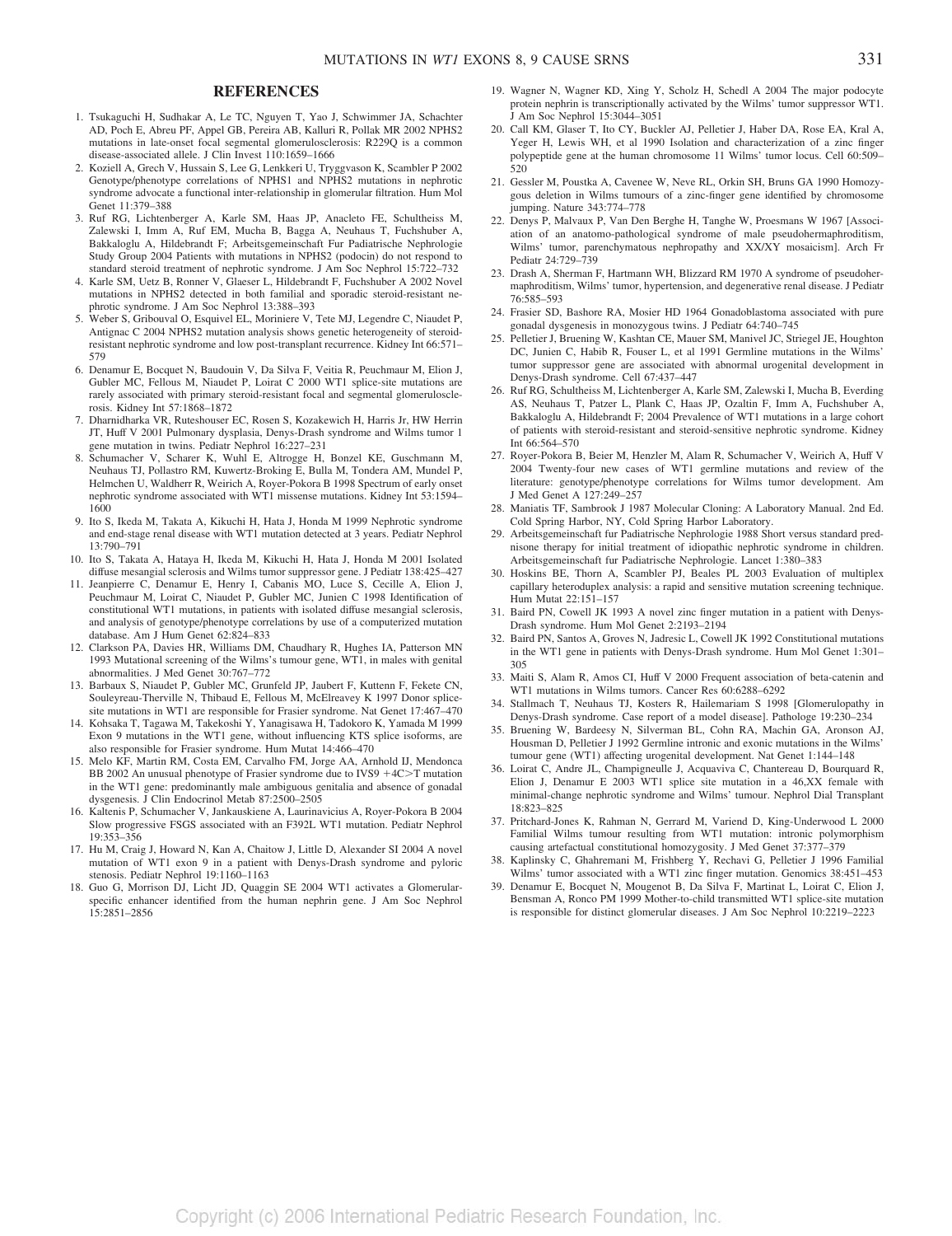## REFERENCES

1. Tsukaguchi H, Sudhakar A, Le TC, Nguyen T, Yao J, Schwimmer JA, Schachter AD, Poch E, Abreu PF, Appel GB, Pereira AB, Kalluri R, Pollak MR 2002 NPHS2 mutations in late-onset focal segmental glomerulosclerosis: R229Q is a common disease-associated allele. J Clin Invest 110:1659–1666
2. Koziell A, Grech V, Hussain S, Lee G, Lenkkeri U, Tryggvason K, Scambler P 2002 Genotype/phenotype correlations of NPHS1 and NPHS2 mutations in nephrotic syndrome advocate a functional inter-relationship in glomerular filtration. Hum Mol Genet 11:379–388
3. Ruf RG, Lichtenberger A, Karle SM, Haas JP, Anacleto FE, Schultheiss M, Zalewski I, Imm A, Ruf EM, Mucha B, Bagga A, Neuhaus T, Fuchshuber A, Bakkaloglu A, Hildebrandt F; Arbeitsgemeinschaft Fur Padiatrische Nephrologie Study Group 2004 Patients with mutations in NPHS2 (podocin) do not respond to standard steroid treatment of nephrotic syndrome. J Am Soc Nephrol 15:722–732
4. Karle SM, Uetz B, Ronner V, Glaeser L, Hildebrandt F, Fuchshuber A 2002 Novel mutations in NPHS2 detected in both familial and sporadic steroid-resistant nephrotic syndrome. J Am Soc Nephrol 13:388–393
5. Weber S, Gribouval O, Esquivel EL, Moriniere V, Tete MJ, Legendre C, Niaudet P, Antignac C 2004 NPHS2 mutation analysis shows genetic heterogeneity of steroid-resistant nephrotic syndrome and low post-transplant recurrence. Kidney Int 66:571–579
6. Denamur E, Bocquet N, Baudouin V, Da Silva F, Veitia R, Peuchmaur M, Elion J, Gubler MC, Fellous M, Niaudet P, Loirat C 2000 WT1 splice-site mutations are rarely associated with primary steroid-resistant focal and segmental glomerulosclerosis. Kidney Int 57:1868–1872
7. Dharnidharka VR, Ruteshouser EC, Rosen S, Kozakewich H, Harris Jr, HW Herrin JT, Huff V 2001 Pulmonary dysplasia, Denys-Drash syndrome and Wilms tumor 1 gene mutation in twins. Pediatr Nephrol 16:227–231
8. Schumacher V, Scharer K, Wuhl E, Altrogge H, Bonzel KE, Guschmann M, Neuhaus TJ, Pollastro RM, Kuwertz-Broking E, Bulla M, Tondera AM, Mundel P, Helmchen U, Waldherr R, Weirich A, Royer-Pokora B 1998 Spectrum of early onset nephrotic syndrome associated with WT1 missense mutations. Kidney Int 53:1594–1600
9. Ito S, Ikeda M, Takata A, Kikuchi H, Hata J, Honda M 1999 Nephrotic syndrome and end-stage renal disease with WT1 mutation detected at 3 years. Pediatr Nephrol 13:790–791
10. Ito S, Takata A, Hataya H, Ikeda M, Kikuchi H, Hata J, Honda M 2001 Isolated diffuse mesangial sclerosis and Wilms tumor suppressor gene. J Pediatr 138:425–427
11. Jeanpierre C, Denamur E, Henry I, Cabanis MO, Luce S, Cecille A, Elion J, Peuchmaur M, Loirat C, Niaudet P, Gubler MC, Junien C 1998 Identification of constitutional WT1 mutations, in patients with isolated diffuse mesangial sclerosis, and analysis of genotype/phenotype correlations by use of a computerized mutation database. Am J Hum Genet 62:824–833
12. Clarkson PA, Davies HR, Williams DM, Chaudhary R, Hughes IA, Patterson MN 1993 Mutational screening of the Wilms's tumour gene, WT1, in males with genital abnormalities. J Med Genet 30:767–772
13. Barbaux S, Niaudet P, Gubler MC, Grunfeld JP, Jaubert F, Kuttenn F, Fekete CN, Souleyreau-Therville N, Thibaud E, Fellous M, McElreavey K 1997 Donor splice-site mutations in WT1 are responsible for Frasier syndrome. Nat Genet 17:467–470
14. Kohsaka T, Tagawa M, Takekoshi Y, Yanagisawa H, Tadokoro K, Yamada M 1999 Exon 9 mutations in the WT1 gene, without influencing KTS splice isoforms, are also responsible for Frasier syndrome. Hum Mutat 14:466–470
15. Melo KF, Martin RM, Costa EM, Carvalho FM, Jorge AA, Arnhold IJ, Mendonca BB 2002 An unusual phenotype of Frasier syndrome due to IVS9 +4C>T mutation in the WT1 gene: predominantly male ambiguous genitalia and absence of gonadal dysgenesis. J Clin Endocrinol Metab 87:2500–2505
16. Kaltenis P, Schumacher V, Jankauskiene A, Laurinavicius A, Royer-Pokora B 2004 Slow progressive FSGS associated with an F392L WT1 mutation. Pediatr Nephrol 19:353–356
17. Hu M, Craig J, Howard N, Kan A, Chaitow J, Little D, Alexander SI 2004 A novel mutation of WT1 exon 9 in a patient with Denys-Drash syndrome and pyloric stenosis. Pediatr Nephrol 19:1160–1163
18. Guo G, Morrison DJ, Licht JD, Quaggin SE 2004 WT1 activates a Glomerular-specific enhancer identified from the human nephrin gene. J Am Soc Nephrol 15:2851–2856
19. Wagner N, Wagner KD, Xing Y, Scholz H, Schedl A 2004 The major podocyte protein nephrin is transcriptionally activated by the Wilms' tumor suppressor WT1. J Am Soc Nephrol 15:3044–3051
20. Call KM, Glaser T, Ito CY, Buckler AJ, Pelletier J, Haber DA, Rose EA, Kral A, Yeger H, Lewis WH, et al 1990 Isolation and characterization of a zinc finger polypeptide gene at the human chromosome 11 Wilms' tumor locus. Cell 60:509–520
21. Gessler M, Poustka A, Cavenee W, Neve RL, Orkin SH, Bruns GA 1990 Homozygous deletion in Wilms tumours of a zinc-finger gene identified by chromosome jumping. Nature 343:774–778
22. Denys P, Malvaux P, Van Den Berghe H, Tanghe W, Proesmans W 1967 [Association of an anatomo-pathological syndrome of male pseudohermaphroditism, Wilms' tumor, parenchymatous nephropathy and XX/XY mosaicism]. Arch Fr Pediatr 24:729–739
23. Drash A, Sherman F, Hartmann WH, Blizzard RM 1970 A syndrome of pseudohermaphroditism, Wilms' tumor, hypertension, and degenerative renal disease. J Pediatr 76:585–593
24. Frasier SD, Bashore RA, Mosier HD 1964 Gonadoblastoma associated with pure gonadal dysgenesis in monozygous twins. J Pediatr 64:740–745
25. Pelletier J, Bruening W, Kashtan CE, Mauer SM, Manivel JC, Striegel JE, Houghton DC, Junien C, Habib R, Fouser L, et al 1991 Germline mutations in the Wilms' tumor suppressor gene are associated with abnormal urogenital development in Denys-Drash syndrome. Cell 67:437–447
26. Ruf RG, Schultheiss M, Lichtenberger A, Karle SM, Zalewski I, Mucha B, Everding AS, Neuhaus T, Patzer L, Plank C, Haas JP, Ozaltin F, Imm A, Fuchshuber A, Bakkaloglu A, Hildebrandt F; 2004 Prevalence of WT1 mutations in a large cohort of patients with steroid-resistant and steroid-sensitive nephrotic syndrome. Kidney Int 66:564–570
27. Royer-Pokora B, Beier M, Henzler M, Alam R, Schumacher V, Weirich A, Huff V 2004 Twenty-four new cases of WT1 germline mutations and review of the literature: genotype/phenotype correlations for Wilms tumor development. Am J Med Genet A 127:249–257
28. Maniatis TF, Sambrook J 1987 Molecular Cloning: A Laboratory Manual. 2nd Ed. Cold Spring Harbor, NY, Cold Spring Harbor Laboratory.
29. Arbeitsgemeinschaft fur Padiatrische Nephrologie 1988 Short versus standard prednisone therapy for initial treatment of idiopathic nephrotic syndrome in children. Arbeitsgemeinschaft fur Padiatrische Nephrologie. Lancet 1:380–383
30. Hoskins BE, Thorn A, Scambler PJ, Beales PL 2003 Evaluation of multiplex capillary heteroduplex analysis: a rapid and sensitive mutation screening technique. Hum Mutat 22:151–157
31. Baird PN, Cowell JK 1993 A novel zinc finger mutation in a patient with Denys-Drash syndrome. Hum Mol Genet 2:2193–2194
32. Baird PN, Santos A, Groves N, Jadresic L, Cowell JK 1992 Constitutional mutations in the WT1 gene in patients with Denys-Drash syndrome. Hum Mol Genet 1:301–305
33. Maiti S, Alam R, Amos CI, Huff V 2000 Frequent association of beta-catenin and WT1 mutations in Wilms tumors. Cancer Res 60:6288–6292
34. Stallmach T, Neuhaus TJ, Kosters R, Hailemariam S 1998 [Glomerulopathy in Denys-Drash syndrome. Case report of a model disease]. Pathologe 19:230–234
35. Bruening W, Bardeesy N, Silverman BL, Cohn RA, Machin GA, Aronson AJ, Housman D, Pelletier J 1992 Germline intronic and exonic mutations in the Wilms' tumour gene (WT1) affecting urogenital development. Nat Genet 1:144–148
36. Loirat C, Andre JL, Champigneulle J, Acquaviva C, Chantereau D, Bourquard R, Elion J, Denamur E 2003 WT1 splice site mutation in a 46,XX female with minimal-change nephrotic syndrome and Wilms' tumour. Nephrol Dial Transplant 18:823–825
37. Pritchard-Jones K, Rahman N, Gerrard M, Variend D, King-Underwood L 2000 Familial Wilms tumour resulting from WT1 mutation: intronic polymorphism causing artefactual constitutional homozygosity. J Med Genet 37:377–379
38. Kaplinsky C, Ghahremani M, Frishberg Y, Rechavi G, Pelletier J 1996 Familial Wilms' tumor associated with a WT1 zinc finger mutation. Genomics 38:451–453
39. Denamur E, Bocquet N, Mougenot B, Da Silva F, Martinat L, Loirat C, Elion J, Bensman A, Ronco PM 1999 Mother-to-child transmitted WT1 splice-site mutation is responsible for distinct glomerular diseases. J Am Soc Nephrol 10:2219–2223